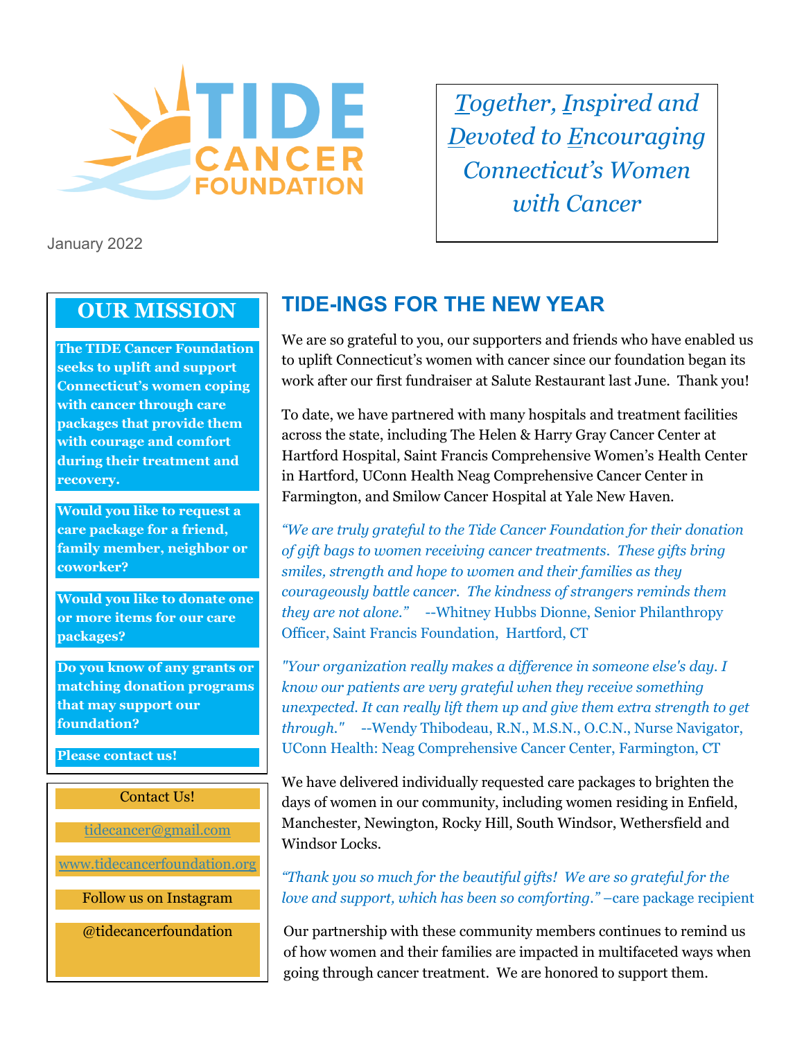TIDE CANCER FOUNDATION

*Together, Inspired and Devoted to Encouraging Connecticut's Women with Cancer*

January 2022

## OUR MISSION

**The TIDE Cancer Foundation seeks to uplift and support Connecticut's women coping with cancer through care packages that provide them with courage and comfort during their treatment and recovery.**

**Would you like to request a care package for a friend, family member, neighbor or coworker?**

**Would you like to donate one or more items for our care packages?**

**Do you know of any grants or matching donation programs that may support our foundation?**

**Please contact us!**

Contact Us!

tidecancer@gmail.com

www.tidecancerfoundation.org

Follow us on Instagram

@tidecancerfoundation

## TIDE-INGS FOR THE NEW YEAR

We are so grateful to you, our supporters and friends who have enabled us to uplift Connecticut's women with cancer since our foundation began its work after our first fundraiser at Salute Restaurant last June. Thank you!

To date, we have partnered with many hospitals and treatment facilities across the state, including The Helen & Harry Gray Cancer Center at Hartford Hospital, Saint Francis Comprehensive Women's Health Center in Hartford, UConn Health Neag Comprehensive Cancer Center in Farmington, and Smilow Cancer Hospital at Yale New Haven.

*"We are truly grateful to the Tide Cancer Foundation for their donation of gift bags to women receiving cancer treatments. These gifts bring smiles, strength and hope to women and their families as they courageously battle cancer. The kindness of strangers reminds them they are not alone."* --Whitney Hubbs Dionne, Senior Philanthropy Officer, Saint Francis Foundation, Hartford, CT

*"Your organization really makes a difference in someone else's day. I know our patients are very grateful when they receive something unexpected. It can really lift them up and give them extra strength to get through."* --Wendy Thibodeau, R.N., M.S.N., O.C.N., Nurse Navigator, UConn Health: Neag Comprehensive Cancer Center, Farmington, CT

We have delivered individually requested care packages to brighten the days of women in our community, including women residing in Enfield, Manchester, Newington, Rocky Hill, South Windsor, Wethersfield and Windsor Locks.

*"Thank you so much for the beautiful gifts! We are so grateful for the love and support, which has been so comforting."* –care package recipient

Our partnership with these community members continues to remind us of how women and their families are impacted in multifaceted ways when going through cancer treatment. We are honored to support them.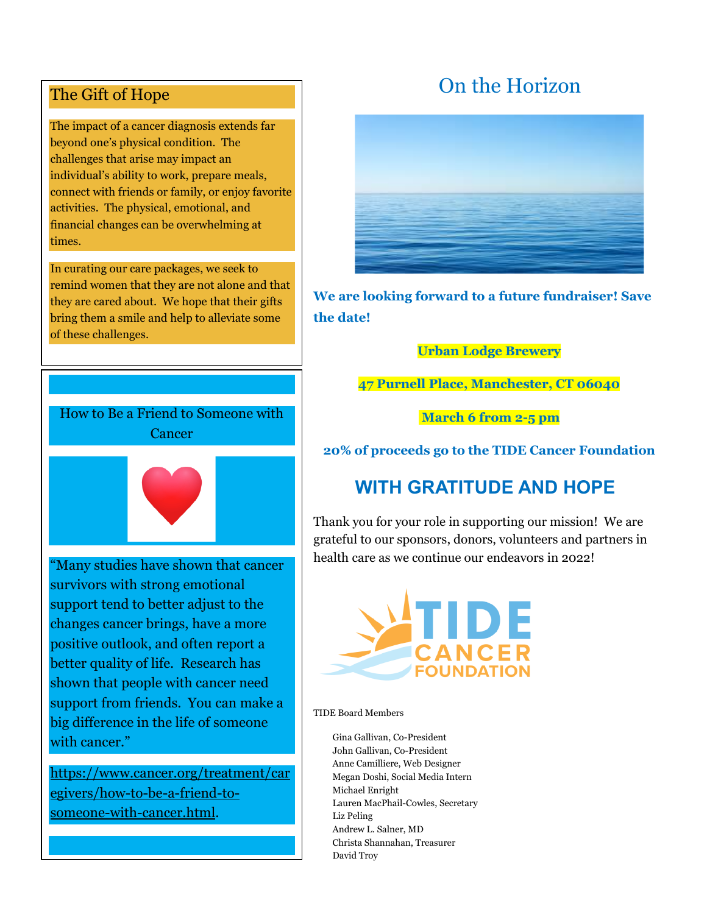## The Gift of Hope

The impact of a cancer diagnosis extends far beyond one's physical condition. The challenges that arise may impact an individual's ability to work, prepare meals, connect with friends or family, or enjoy favorite activities. The physical, emotional, and financial changes can be overwhelming at times.

In curating our care packages, we seek to remind women that they are not alone and that they are cared about. We hope that their gifts bring them a smile and help to alleviate some of these challenges.

## How to Be a Friend to Someone with Cancer

"Many studies have shown that cancer survivors with strong emotional support tend to better adjust to the changes cancer brings, have a more positive outlook, and often report a better quality of life. Research has shown that people with cancer need support from friends. You can make a big difference in the life of someone with cancer."

https://www.cancer.org/treatment/caregivers/how-to-be-a-friend-to-someone-with-cancer.html.

# On the Horizon

**We are looking forward to a future fundraiser! Save the date!**

**Urban Lodge Brewery**

**47 Purnell Place, Manchester, CT 06040**

**March 6 from 2-5 pm**

**20% of proceeds go to the TIDE Cancer Foundation**

## WITH GRATITUDE AND HOPE

Thank you for your role in supporting our mission! We are grateful to our sponsors, donors, volunteers and partners in health care as we continue our endeavors in 2022!

TIDE CANCER FOUNDATION

TIDE Board Members

- Gina Gallivan, Co-President
- John Gallivan, Co-President
- Anne Camilliere, Web Designer
- Megan Doshi, Social Media Intern
- Michael Enright
- Lauren MacPhail-Cowles, Secretary
- Liz Peling
- Andrew L. Salner, MD
- Christa Shannahan, Treasurer
- David Troy